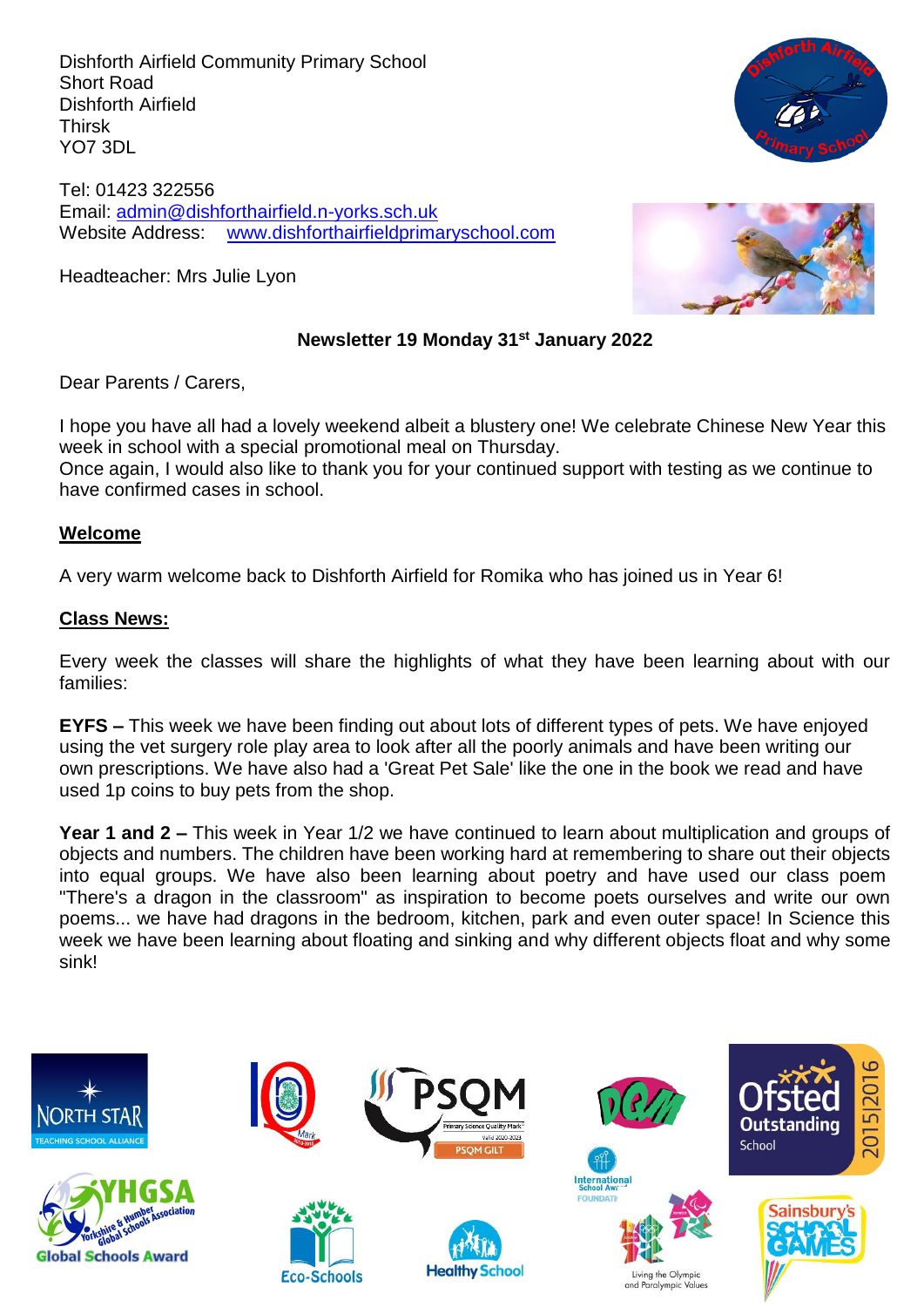Dishforth Airfield Community Primary School
Short Road
Dishforth Airfield
Thirsk
YO7 3DL

Tel: 01423 322556
Email: admin@dishforthairfield.n-yorks.sch.uk
Website Address: www.dishforthairfieldprimaryschool.com

Headteacher: Mrs Julie Lyon

**Newsletter 19 Monday 31st January 2022**

Dear Parents / Carers,

I hope you have all had a lovely weekend albeit a blustery one! We celebrate Chinese New Year this week in school with a special promotional meal on Thursday.
Once again, I would also like to thank you for your continued support with testing as we continue to have confirmed cases in school.

## Welcome

A very warm welcome back to Dishforth Airfield for Romika who has joined us in Year 6!

## Class News:

Every week the classes will share the highlights of what they have been learning about with our families:

**EYFS –** This week we have been finding out about lots of different types of pets. We have enjoyed using the vet surgery role play area to look after all the poorly animals and have been writing our own prescriptions. We have also had a 'Great Pet Sale' like the one in the book we read and have used 1p coins to buy pets from the shop.

**Year 1 and 2 –** This week in Year 1/2 we have continued to learn about multiplication and groups of objects and numbers. The children have been working hard at remembering to share out their objects into equal groups. We have also been learning about poetry and have used our class poem "There's a dragon in the classroom" as inspiration to become poets ourselves and write our own poems... we have had dragons in the bedroom, kitchen, park and even outer space! In Science this week we have been learning about floating and sinking and why different objects float and why some sink!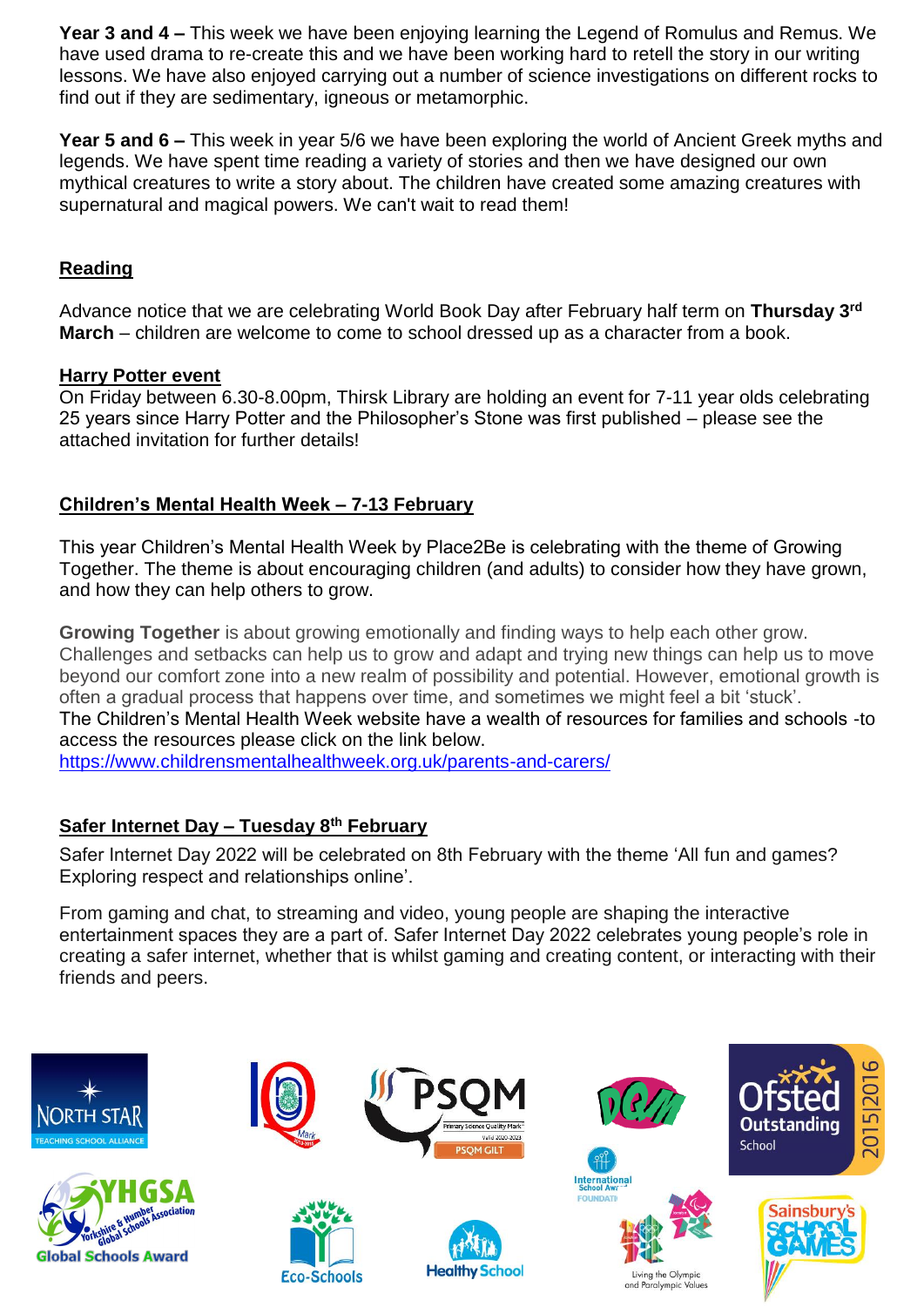**Year 3 and 4 –** This week we have been enjoying learning the Legend of Romulus and Remus. We have used drama to re-create this and we have been working hard to retell the story in our writing lessons. We have also enjoyed carrying out a number of science investigations on different rocks to find out if they are sedimentary, igneous or metamorphic.

**Year 5 and 6 –** This week in year 5/6 we have been exploring the world of Ancient Greek myths and legends. We have spent time reading a variety of stories and then we have designed our own mythical creatures to write a story about. The children have created some amazing creatures with supernatural and magical powers. We can't wait to read them!

## Reading

Advance notice that we are celebrating World Book Day after February half term on **Thursday 3rd March** – children are welcome to come to school dressed up as a character from a book.

## Harry Potter event

On Friday between 6.30-8.00pm, Thirsk Library are holding an event for 7-11 year olds celebrating 25 years since Harry Potter and the Philosopher's Stone was first published – please see the attached invitation for further details!

## Children's Mental Health Week – 7-13 February

This year Children's Mental Health Week by Place2Be is celebrating with the theme of Growing Together. The theme is about encouraging children (and adults) to consider how they have grown, and how they can help others to grow.

**Growing Together** is about growing emotionally and finding ways to help each other grow. Challenges and setbacks can help us to grow and adapt and trying new things can help us to move beyond our comfort zone into a new realm of possibility and potential. However, emotional growth is often a gradual process that happens over time, and sometimes we might feel a bit 'stuck'.
The Children's Mental Health Week website have a wealth of resources for families and schools -to access the resources please click on the link below.
https://www.childrensmentalhealthweek.org.uk/parents-and-carers/

## Safer Internet Day – Tuesday 8th February

Safer Internet Day 2022 will be celebrated on 8th February with the theme 'All fun and games? Exploring respect and relationships online'.

From gaming and chat, to streaming and video, young people are shaping the interactive entertainment spaces they are a part of. Safer Internet Day 2022 celebrates young people's role in creating a safer internet, whether that is whilst gaming and creating content, or interacting with their friends and peers.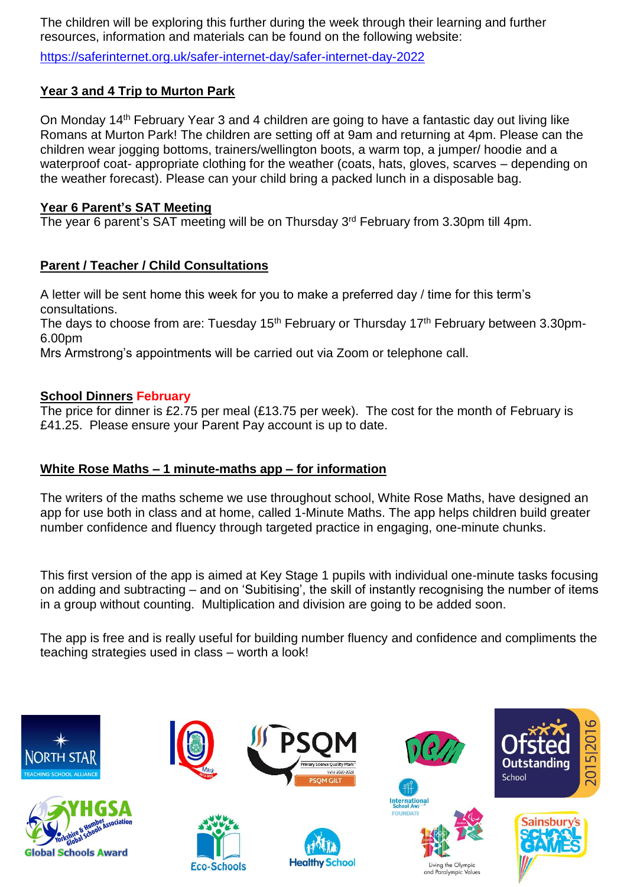The children will be exploring this further during the week through their learning and further resources, information and materials can be found on the following website:

https://saferinternet.org.uk/safer-internet-day/safer-internet-day-2022

## Year 3 and 4 Trip to Murton Park

On Monday 14th February Year 3 and 4 children are going to have a fantastic day out living like Romans at Murton Park! The children are setting off at 9am and returning at 4pm. Please can the children wear jogging bottoms, trainers/wellington boots, a warm top, a jumper/ hoodie and a waterproof coat- appropriate clothing for the weather (coats, hats, gloves, scarves – depending on the weather forecast). Please can your child bring a packed lunch in a disposable bag.

## Year 6 Parent's SAT Meeting

The year 6 parent's SAT meeting will be on Thursday 3rd February from 3.30pm till 4pm.

## Parent / Teacher / Child Consultations

A letter will be sent home this week for you to make a preferred day / time for this term's consultations.

The days to choose from are: Tuesday 15th February or Thursday 17th February between 3.30pm-6.00pm

Mrs Armstrong's appointments will be carried out via Zoom or telephone call.

## School Dinners February

The price for dinner is £2.75 per meal (£13.75 per week). The cost for the month of February is £41.25. Please ensure your Parent Pay account is up to date.

## White Rose Maths – 1 minute-maths app – for information

The writers of the maths scheme we use throughout school, White Rose Maths, have designed an app for use both in class and at home, called 1-Minute Maths. The app helps children build greater number confidence and fluency through targeted practice in engaging, one-minute chunks.

This first version of the app is aimed at Key Stage 1 pupils with individual one-minute tasks focusing on adding and subtracting – and on 'Subitising', the skill of instantly recognising the number of items in a group without counting. Multiplication and division are going to be added soon.

The app is free and is really useful for building number fluency and confidence and compliments the teaching strategies used in class – worth a look!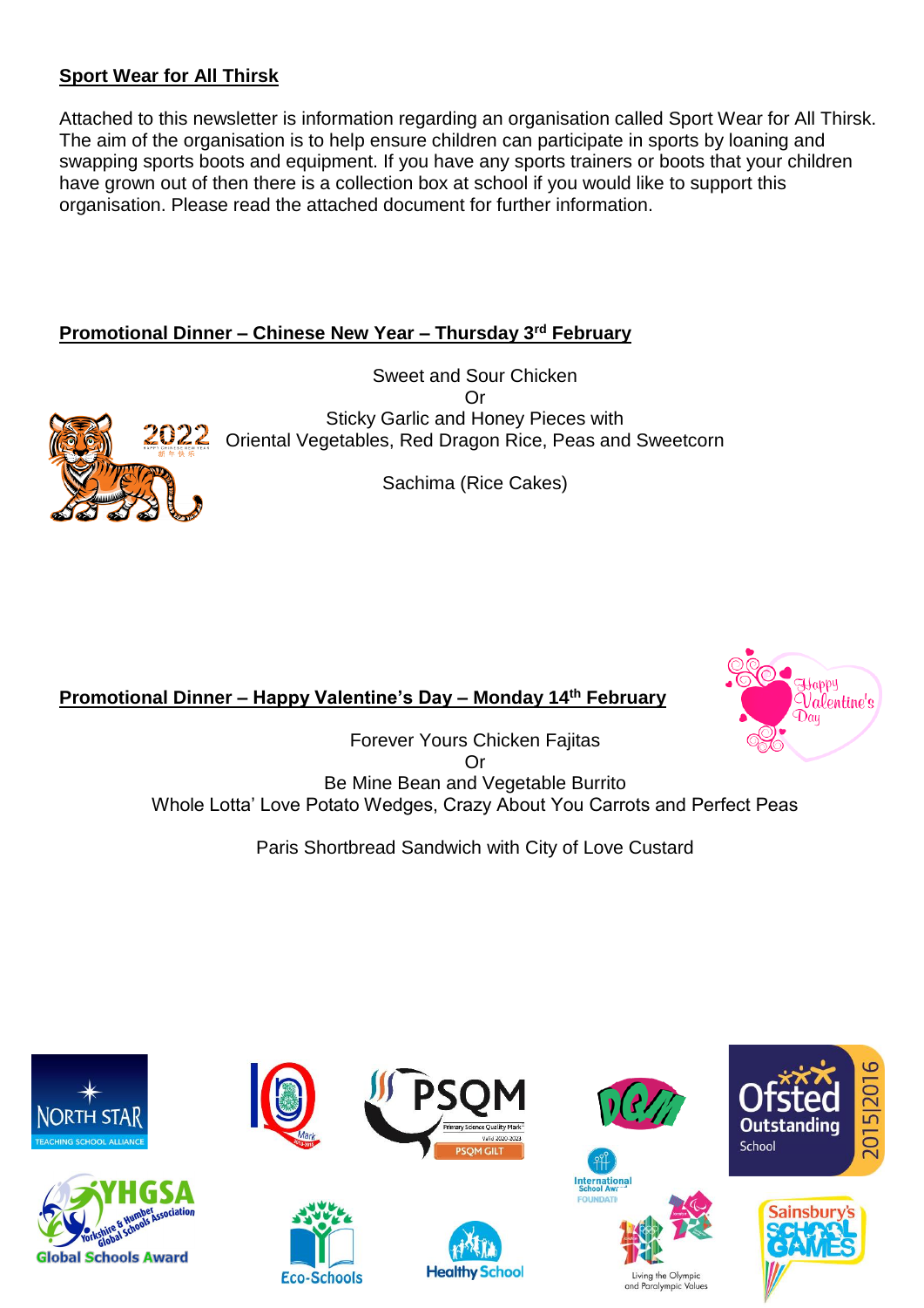## Sport Wear for All Thirsk

Attached to this newsletter is information regarding an organisation called Sport Wear for All Thirsk. The aim of the organisation is to help ensure children can participate in sports by loaning and swapping sports boots and equipment. If you have any sports trainers or boots that your children have grown out of then there is a collection box at school if you would like to support this organisation. Please read the attached document for further information.

## Promotional Dinner – Chinese New Year – Thursday 3rd February

Sweet and Sour Chicken
Or
Sticky Garlic and Honey Pieces with
Oriental Vegetables, Red Dragon Rice, Peas and Sweetcorn

Sachima (Rice Cakes)

## Promotional Dinner – Happy Valentine's Day – Monday 14th February

Forever Yours Chicken Fajitas
Or
Be Mine Bean and Vegetable Burrito
Whole Lotta' Love Potato Wedges, Crazy About You Carrots and Perfect Peas

Paris Shortbread Sandwich with City of Love Custard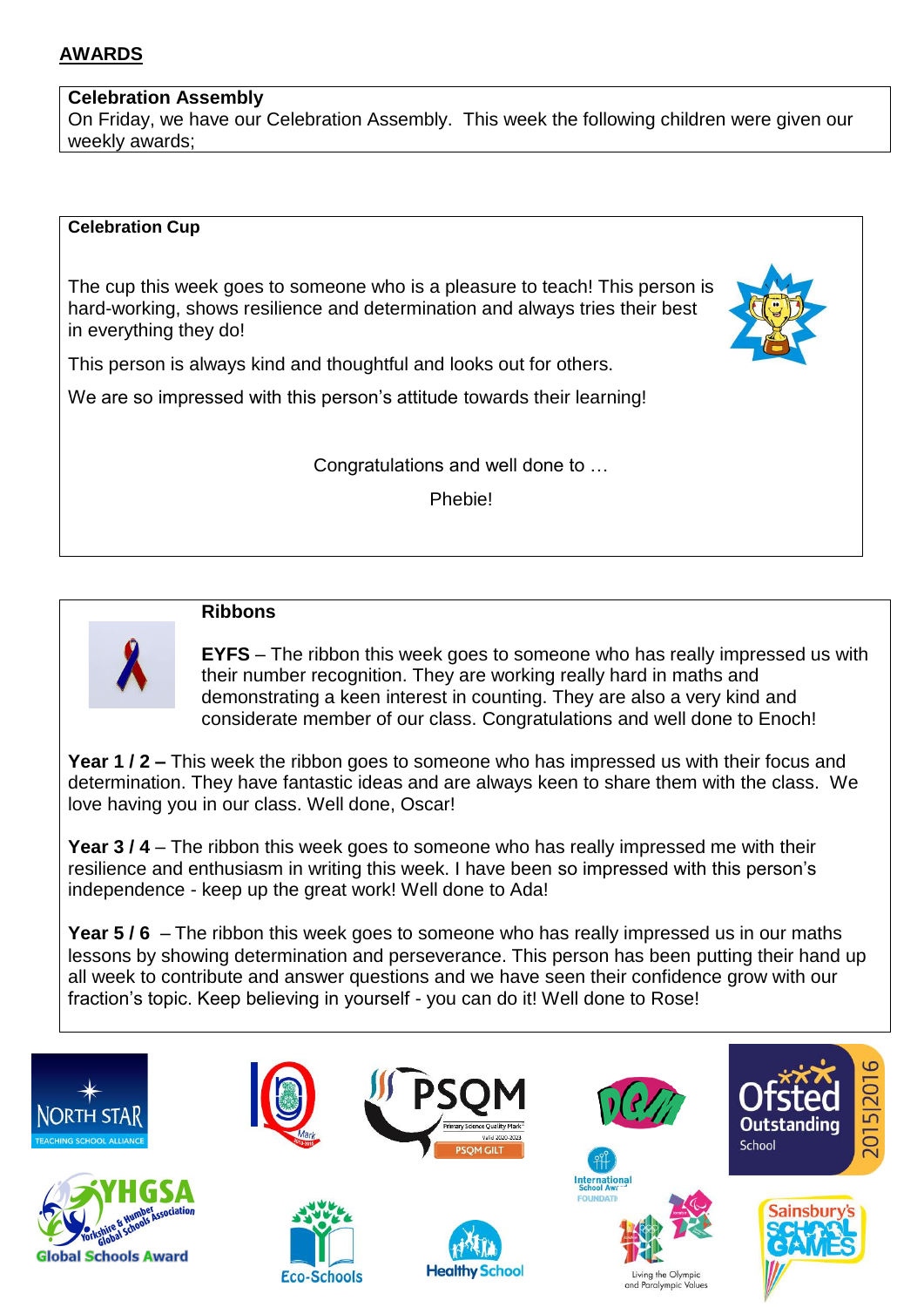## AWARDS

**Celebration Assembly**

On Friday, we have our Celebration Assembly. This week the following children were given our weekly awards;

**Celebration Cup**

The cup this week goes to someone who is a pleasure to teach! This person is hard-working, shows resilience and determination and always tries their best in everything they do!

This person is always kind and thoughtful and looks out for others.

We are so impressed with this person's attitude towards their learning!

Congratulations and well done to …

Phebie!

**Ribbons**

**EYFS** – The ribbon this week goes to someone who has really impressed us with their number recognition. They are working really hard in maths and demonstrating a keen interest in counting. They are also a very kind and considerate member of our class. Congratulations and well done to Enoch!

**Year 1 / 2 –** This week the ribbon goes to someone who has impressed us with their focus and determination. They have fantastic ideas and are always keen to share them with the class. We love having you in our class. Well done, Oscar!

**Year 3 / 4** – The ribbon this week goes to someone who has really impressed me with their resilience and enthusiasm in writing this week. I have been so impressed with this person's independence - keep up the great work! Well done to Ada!

**Year 5 / 6** – The ribbon this week goes to someone who has really impressed us in our maths lessons by showing determination and perseverance. This person has been putting their hand up all week to contribute and answer questions and we have seen their confidence grow with our fraction's topic. Keep believing in yourself - you can do it! Well done to Rose!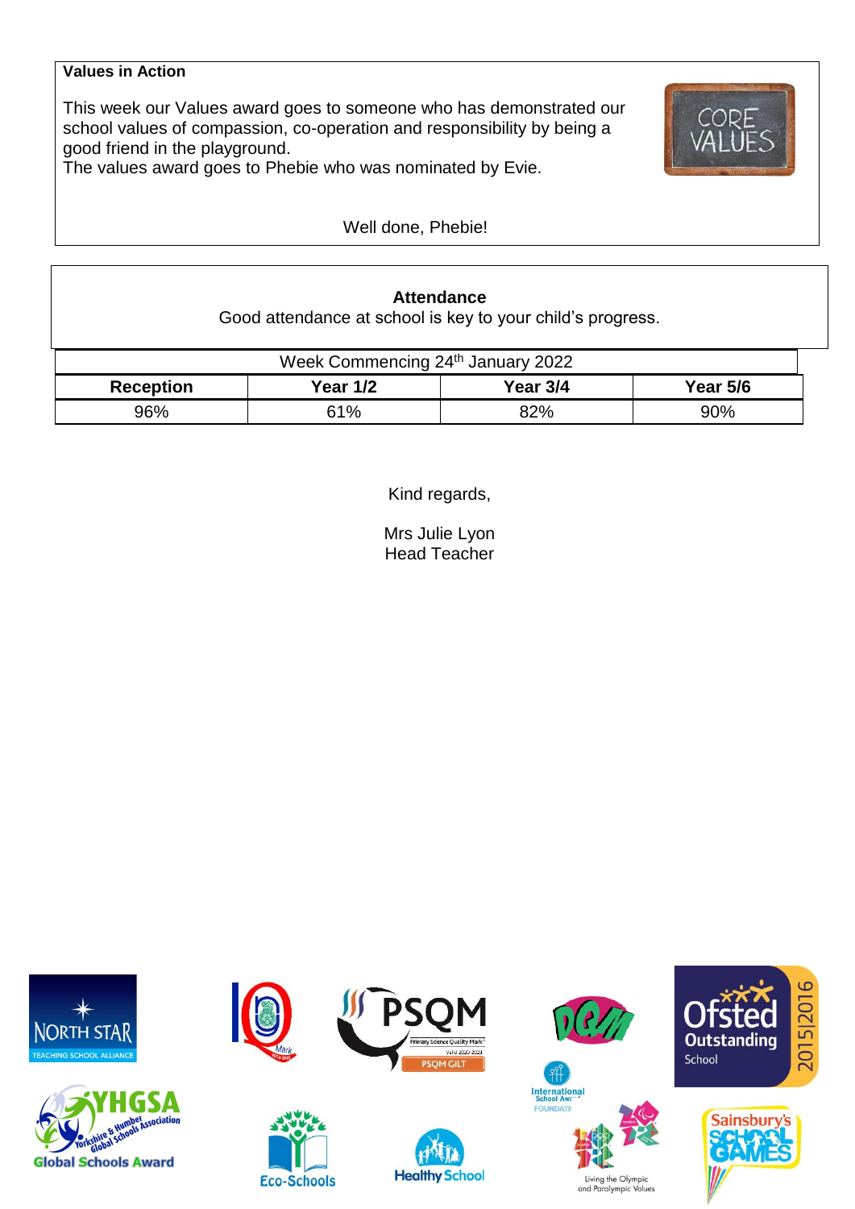**Values in Action**

This week our Values award goes to someone who has demonstrated our school values of compassion, co-operation and responsibility by being a good friend in the playground.
The values award goes to Phebie who was nominated by Evie.

Well done, Phebie!

**Attendance**

Good attendance at school is key to your child's progress.

| Week Commencing 24th January 2022 | | | |
|---|---|---|---|
| **Reception** | **Year 1/2** | **Year 3/4** | **Year 5/6** |
| 96% | 61% | 82% | 90% |

Kind regards,

Mrs Julie Lyon
Head Teacher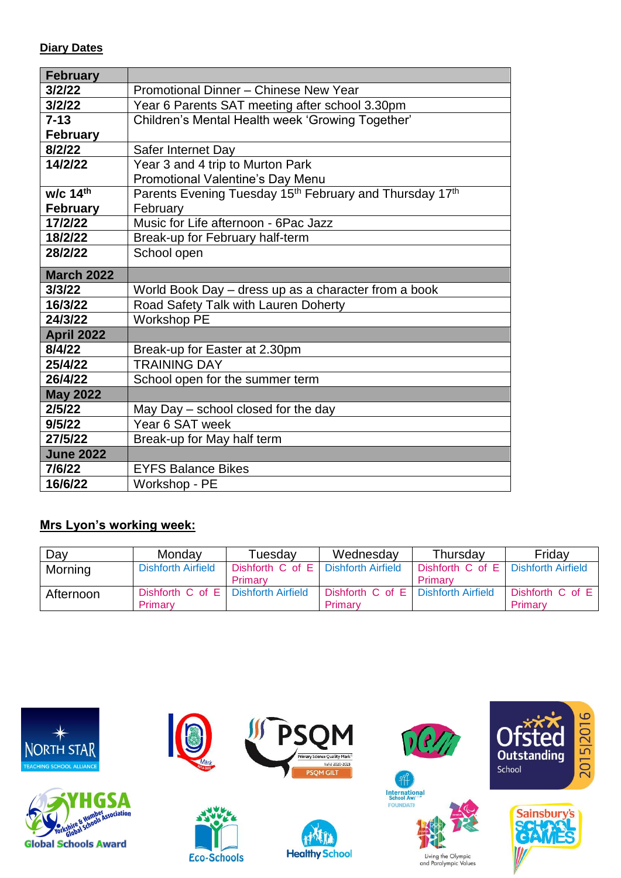**Diary Dates**

| | |
|---|---|
| **February** | |
| **3/2/22** | Promotional Dinner – Chinese New Year |
| **3/2/22** | Year 6 Parents SAT meeting after school 3.30pm |
| **7-13 February** | Children's Mental Health week 'Growing Together' |
| **8/2/22** | Safer Internet Day |
| **14/2/22** | Year 3 and 4 trip to Murton Park<br>Promotional Valentine's Day Menu |
| **w/c 14th February** | Parents Evening Tuesday 15th February and Thursday 17th February |
| **17/2/22** | Music for Life afternoon - 6Pac Jazz |
| **18/2/22** | Break-up for February half-term |
| **28/2/22** | School open |
| **March 2022** | |
| **3/3/22** | World Book Day – dress up as a character from a book |
| **16/3/22** | Road Safety Talk with Lauren Doherty |
| **24/3/22** | Workshop PE |
| **April 2022** | |
| **8/4/22** | Break-up for Easter at 2.30pm |
| **25/4/22** | TRAINING DAY |
| **26/4/22** | School open for the summer term |
| **May 2022** | |
| **2/5/22** | May Day – school closed for the day |
| **9/5/22** | Year 6 SAT week |
| **27/5/22** | Break-up for May half term |
| **June 2022** | |
| **7/6/22** | EYFS Balance Bikes |
| **16/6/22** | Workshop - PE |

**Mrs Lyon's working week:**

| Day | Monday | Tuesday | Wednesday | Thursday | Friday |
|---|---|---|---|---|---|
| Morning | Dishforth Airfield | Dishforth C of E Primary | Dishforth Airfield | Dishforth C of E Primary | Dishforth Airfield |
| Afternoon | Dishforth C of E Primary | Dishforth Airfield | Dishforth C of E Primary | Dishforth Airfield | Dishforth C of E Primary |